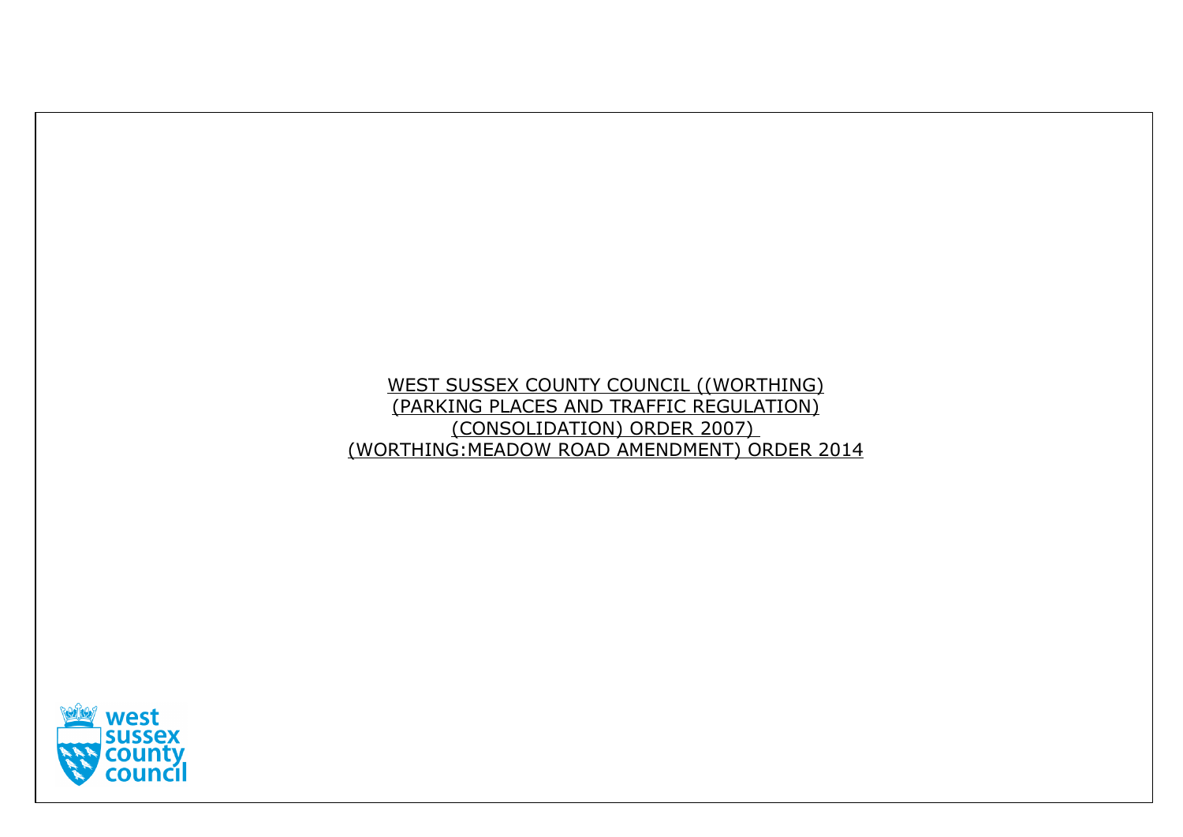# WEST SUSSEX COUNTY COUNCIL ((WORTHING) (PARKING PLACES AND TRAFFIC REGULATION) (CONSOLIDATION) ORDER 2007) (WORTHING:MEADOW ROAD AMENDMENT) ORDER 2014

west sussex county council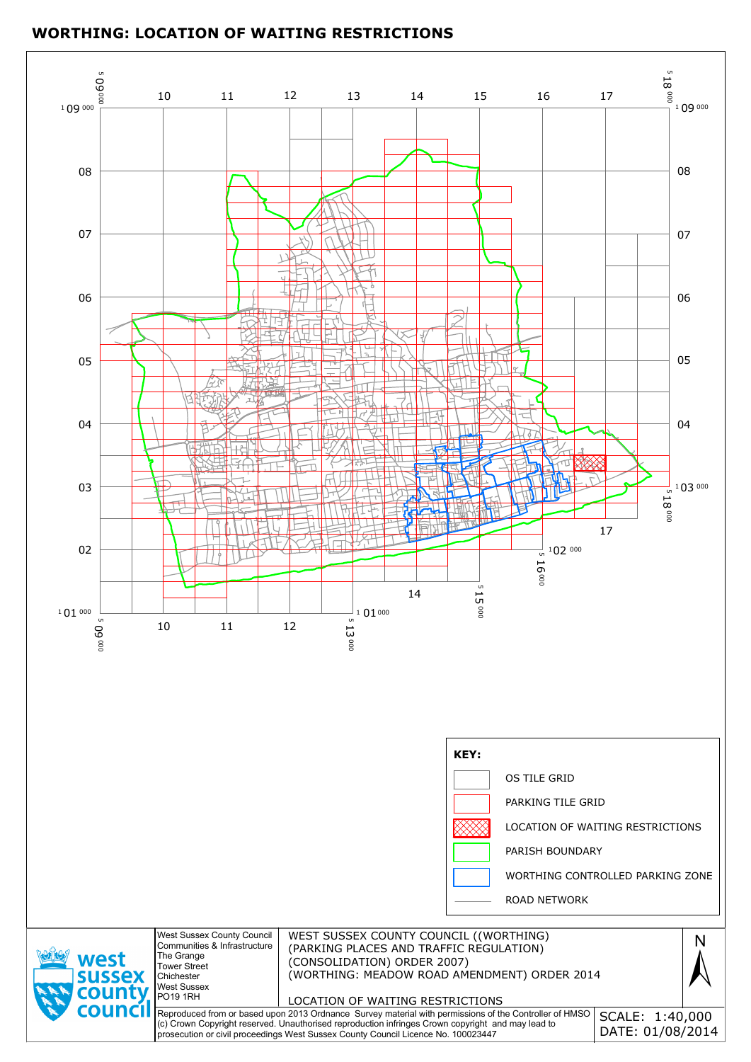# WORTHING: LOCATION OF WAITING RESTRICTIONS

**KEY:**

- OS TILE GRID
- PARKING TILE GRID
- LOCATION OF WAITING RESTRICTIONS
- PARISH BOUNDARY
- WORTHING CONTROLLED PARKING ZONE
- ROAD NETWORK

West Sussex County Council
Communities & Infrastructure
The Grange
Tower Street
Chichester
West Sussex
PO19 1RH

WEST SUSSEX COUNTY COUNCIL ((WORTHING)
(PARKING PLACES AND TRAFFIC REGULATION)
(CONSOLIDATION) ORDER 2007)
(WORTHING: MEADOW ROAD AMENDMENT) ORDER 2014

LOCATION OF WAITING RESTRICTIONS

Reproduced from or based upon 2013 Ordnance Survey material with permissions of the Controller of HMSO (c) Crown Copyright reserved. Unauthorised reproduction infringes Crown copyright and may lead to prosecution or civil proceedings West Sussex County Council Licence No. 100023447

SCALE: 1:40,000
DATE: 01/08/2014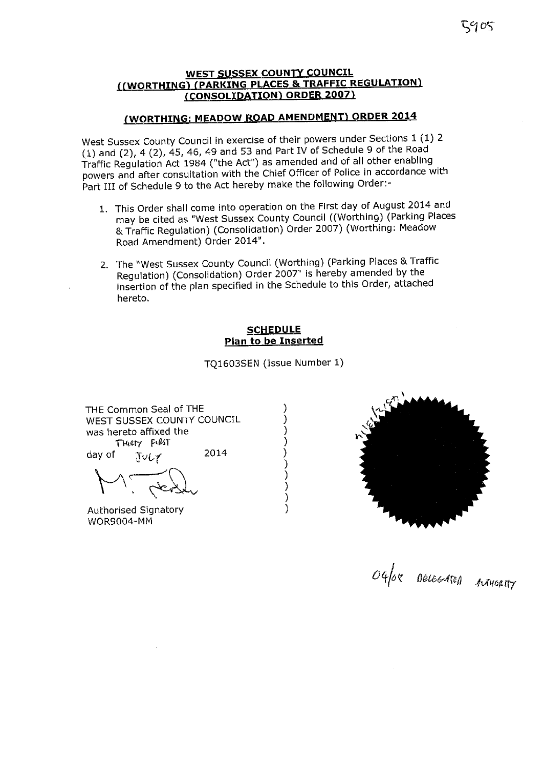5905

**WEST SUSSEX COUNTY COUNCIL**
**((WORTHING) (PARKING PLACES & TRAFFIC REGULATION) (CONSOLIDATION) ORDER 2007)**

**(WORTHING: MEADOW ROAD AMENDMENT) ORDER 2014**

West Sussex County Council in exercise of their powers under Sections 1 (1) 2 (1) and (2), 4 (2), 45, 46, 49 and 53 and Part IV of Schedule 9 of the Road Traffic Regulation Act 1984 ("the Act") as amended and of all other enabling powers and after consultation with the Chief Officer of Police in accordance with Part III of Schedule 9 to the Act hereby make the following Order:-

1. This Order shall come into operation on the First day of August 2014 and may be cited as "West Sussex County Council ((Worthing) (Parking Places & Traffic Regulation) (Consolidation) Order 2007) (Worthing: Meadow Road Amendment) Order 2014".

2. The "West Sussex County Council (Worthing) (Parking Places & Traffic Regulation) (Consolidation) Order 2007" is hereby amended by the insertion of the plan specified in the Schedule to this Order, attached hereto.

**SCHEDULE**
**Plan to be Inserted**

TQ1603SEN (Issue Number 1)

THE Common Seal of THE WEST SUSSEX COUNTY COUNCIL was hereto affixed the THIRTY FIRST day of JULY 2014

Authorised Signatory
WOR9004-MM

04/08 DELEGATED AUTHORITY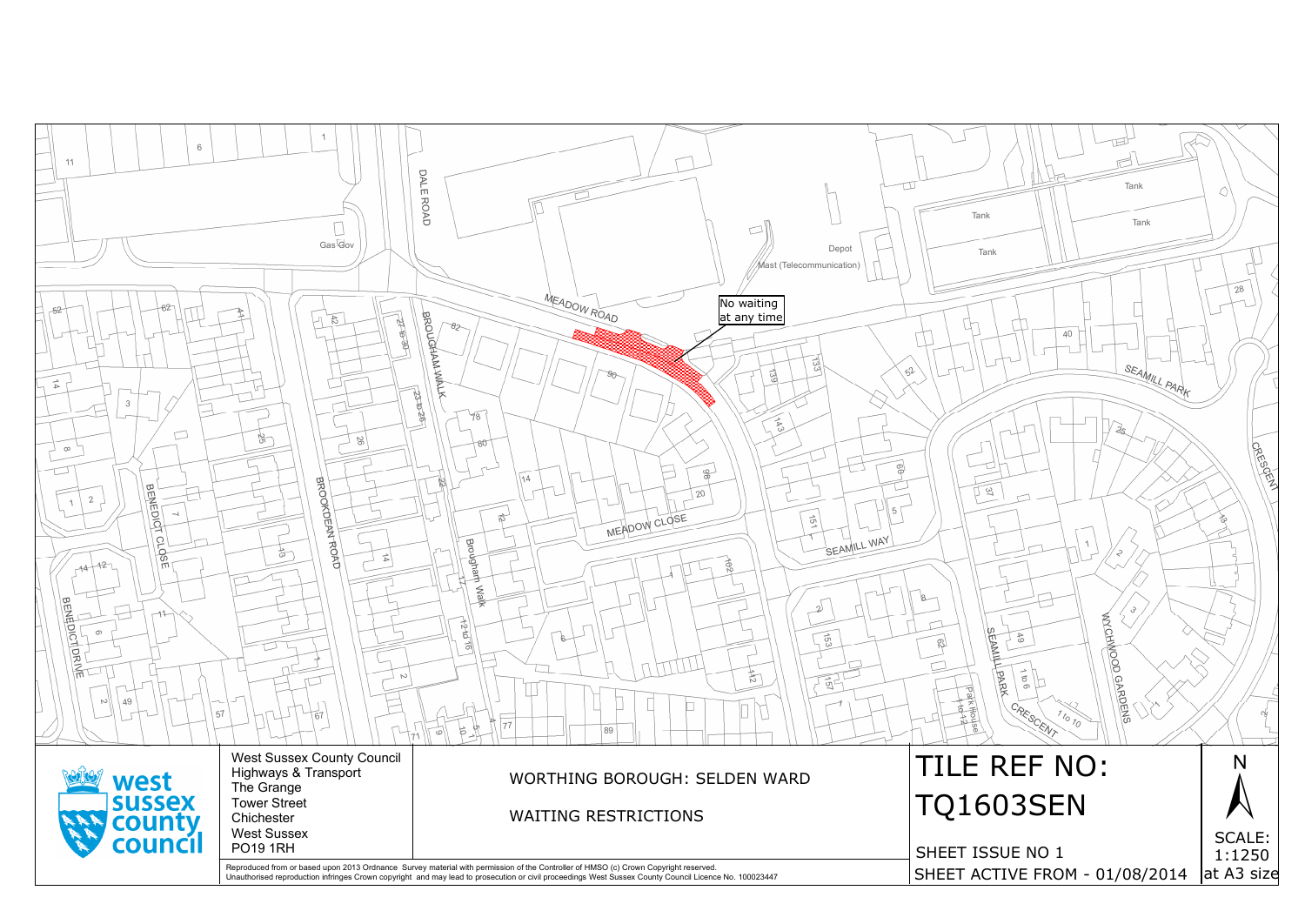No waiting at any time

MEADOW ROAD

DALE ROAD

BROUGHAM WALK

BROOKDEAN ROAD

BENEDICT CLOSE

BENEDICT DRIVE

MEADOW CLOSE

Brougham Walk

SEAMILL WAY

SEAMILL PARK

SEAMILL PARK CRESCENT

WYCHWOOD GARDENS

CRESCENT

Depot

Mast (Telecommunication)

Tank

Tank

Tank

Tank

Gas Gov

Park House 1 to 12

West Sussex County Council
Highways & Transport
The Grange
Tower Street
Chichester
West Sussex
PO19 1RH

WORTHING BOROUGH: SELDEN WARD

WAITING RESTRICTIONS

# TILE REF NO: TQ1603SEN

SHEET ISSUE NO 1

SHEET ACTIVE FROM - 01/08/2014

N

SCALE: 1:1250 at A3 size

Reproduced from or based upon 2013 Ordnance Survey material with permission of the Controller of HMSO (c) Crown Copyright reserved.
Unauthorised reproduction infringes Crown copyright and may lead to prosecution or civil proceedings West Sussex County Council Licence No. 100023447